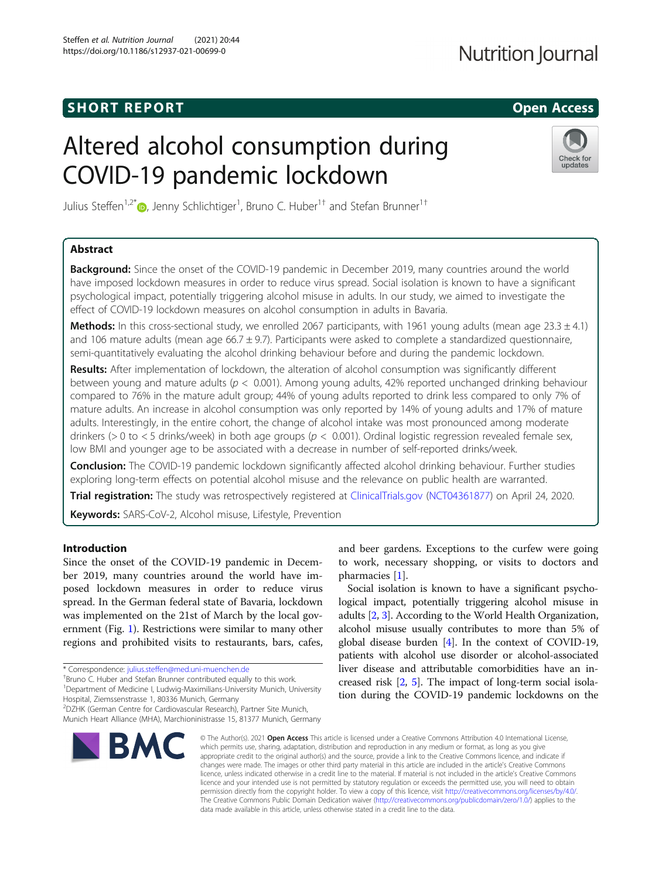SHORT REPORT

Open Access

# Altered alcohol consumption during COVID-19 pandemic lockdown

Julius Steffen[1,2*], Jenny Schlichtiger[1], Bruno C. Huber[1†] and Stefan Brunner[1†]

## Abstract

**Background:** Since the onset of the COVID-19 pandemic in December 2019, many countries around the world have imposed lockdown measures in order to reduce virus spread. Social isolation is known to have a significant psychological impact, potentially triggering alcohol misuse in adults. In our study, we aimed to investigate the effect of COVID-19 lockdown measures on alcohol consumption in adults in Bavaria.

**Methods:** In this cross-sectional study, we enrolled 2067 participants, with 1961 young adults (mean age 23.3 ± 4.1) and 106 mature adults (mean age 66.7 ± 9.7). Participants were asked to complete a standardized questionnaire, semi-quantitatively evaluating the alcohol drinking behaviour before and during the pandemic lockdown.

**Results:** After implementation of lockdown, the alteration of alcohol consumption was significantly different between young and mature adults ($p < 0.001$). Among young adults, 42% reported unchanged drinking behaviour compared to 76% in the mature adult group; 44% of young adults reported to drink less compared to only 7% of mature adults. An increase in alcohol consumption was only reported by 14% of young adults and 17% of mature adults. Interestingly, in the entire cohort, the change of alcohol intake was most pronounced among moderate drinkers (> 0 to < 5 drinks/week) in both age groups ($p < 0.001$). Ordinal logistic regression revealed female sex, low BMI and younger age to be associated with a decrease in number of self-reported drinks/week.

**Conclusion:** The COVID-19 pandemic lockdown significantly affected alcohol drinking behaviour. Further studies exploring long-term effects on potential alcohol misuse and the relevance on public health are warranted.

**Trial registration:** The study was retrospectively registered at ClinicalTrials.gov (NCT04361877) on April 24, 2020.

**Keywords:** SARS-CoV-2, Alcohol misuse, Lifestyle, Prevention

## Introduction

Since the onset of the COVID-19 pandemic in December 2019, many countries around the world have imposed lockdown measures in order to reduce virus spread. In the German federal state of Bavaria, lockdown was implemented on the 21st of March by the local government (Fig. 1). Restrictions were similar to many other regions and prohibited visits to restaurants, bars, cafes, and beer gardens. Exceptions to the curfew were going to work, necessary shopping, or visits to doctors and pharmacies [1].

Social isolation is known to have a significant psychological impact, potentially triggering alcohol misuse in adults [2, 3]. According to the World Health Organization, alcohol misuse usually contributes to more than 5% of global disease burden [4]. In the context of COVID-19, patients with alcohol use disorder or alcohol-associated liver disease and attributable comorbidities have an increased risk [2, 5]. The impact of long-term social isolation during the COVID-19 pandemic lockdowns on the

\* Correspondence: julius.steffen@med.uni-muenchen.de

†Bruno C. Huber and Stefan Brunner contributed equally to this work.

[1]Department of Medicine I, Ludwig-Maximilians-University Munich, University Hospital, Ziemssenstrasse 1, 80336 Munich, Germany

[2]DZHK (German Centre for Cardiovascular Research), Partner Site Munich, Munich Heart Alliance (MHA), Marchioninistrasse 15, 81377 Munich, Germany

© The Author(s). 2021 **Open Access** This article is licensed under a Creative Commons Attribution 4.0 International License, which permits use, sharing, adaptation, distribution and reproduction in any medium or format, as long as you give appropriate credit to the original author(s) and the source, provide a link to the Creative Commons licence, and indicate if changes were made. The images or other third party material in this article are included in the article's Creative Commons licence, unless indicated otherwise in a credit line to the material. If material is not included in the article's Creative Commons licence and your intended use is not permitted by statutory regulation or exceeds the permitted use, you will need to obtain permission directly from the copyright holder. To view a copy of this licence, visit http://creativecommons.org/licenses/by/4.0/. The Creative Commons Public Domain Dedication waiver (http://creativecommons.org/publicdomain/zero/1.0/) applies to the data made available in this article, unless otherwise stated in a credit line to the data.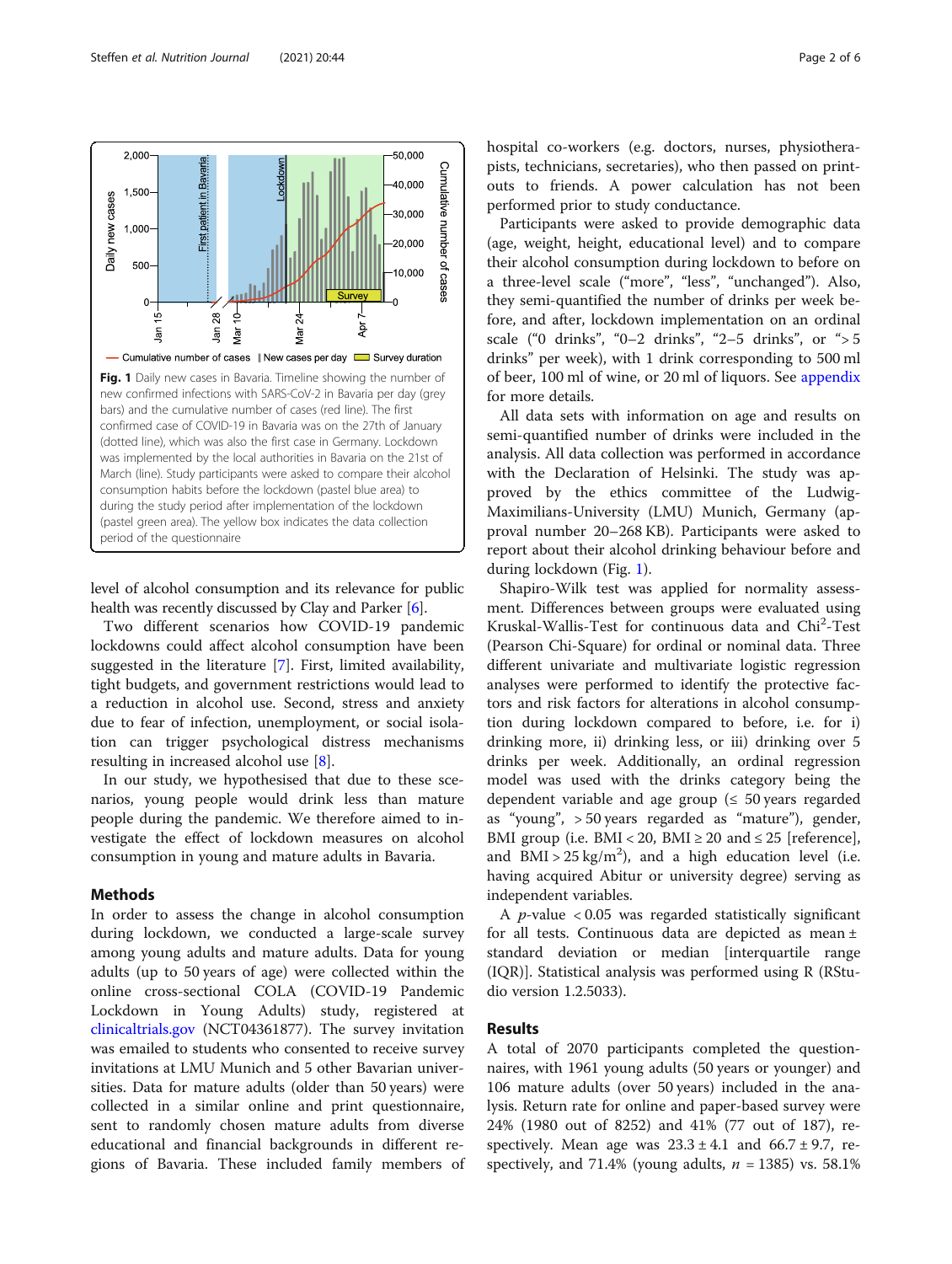Fig. 1 Daily new cases in Bavaria. Timeline showing the number of new confirmed infections with SARS-CoV-2 in Bavaria per day (grey bars) and the cumulative number of cases (red line). The first confirmed case of COVID-19 in Bavaria was on the 27th of January (dotted line), which was also the first case in Germany. Lockdown was implemented by the local authorities in Bavaria on the 21st of March (line). Study participants were asked to compare their alcohol consumption habits before the lockdown (pastel blue area) to during the study period after implementation of the lockdown (pastel green area). The yellow box indicates the data collection period of the questionnaire

level of alcohol consumption and its relevance for public health was recently discussed by Clay and Parker [6].

Two different scenarios how COVID-19 pandemic lockdowns could affect alcohol consumption have been suggested in the literature [7]. First, limited availability, tight budgets, and government restrictions would lead to a reduction in alcohol use. Second, stress and anxiety due to fear of infection, unemployment, or social isolation can trigger psychological distress mechanisms resulting in increased alcohol use [8].

In our study, we hypothesised that due to these scenarios, young people would drink less than mature people during the pandemic. We therefore aimed to investigate the effect of lockdown measures on alcohol consumption in young and mature adults in Bavaria.

## Methods

In order to assess the change in alcohol consumption during lockdown, we conducted a large-scale survey among young adults and mature adults. Data for young adults (up to 50 years of age) were collected within the online cross-sectional COLA (COVID-19 Pandemic Lockdown in Young Adults) study, registered at clinicaltrials.gov (NCT04361877). The survey invitation was emailed to students who consented to receive survey invitations at LMU Munich and 5 other Bavarian universities. Data for mature adults (older than 50 years) were collected in a similar online and print questionnaire, sent to randomly chosen mature adults from diverse educational and financial backgrounds in different regions of Bavaria. These included family members of hospital co-workers (e.g. doctors, nurses, physiotherapists, technicians, secretaries), who then passed on printouts to friends. A power calculation has not been performed prior to study conductance.

Participants were asked to provide demographic data (age, weight, height, educational level) and to compare their alcohol consumption during lockdown to before on a three-level scale ("more", "less", "unchanged"). Also, they semi-quantified the number of drinks per week before, and after, lockdown implementation on an ordinal scale ("0 drinks", "0–2 drinks", "2–5 drinks", or "> 5 drinks" per week), with 1 drink corresponding to 500 ml of beer, 100 ml of wine, or 20 ml of liquors. See appendix for more details.

All data sets with information on age and results on semi-quantified number of drinks were included in the analysis. All data collection was performed in accordance with the Declaration of Helsinki. The study was approved by the ethics committee of the Ludwig-Maximilians-University (LMU) Munich, Germany (approval number 20–268 KB). Participants were asked to report about their alcohol drinking behaviour before and during lockdown (Fig. 1).

Shapiro-Wilk test was applied for normality assessment. Differences between groups were evaluated using Kruskal-Wallis-Test for continuous data and $Chi^2$-Test (Pearson Chi-Square) for ordinal or nominal data. Three different univariate and multivariate logistic regression analyses were performed to identify the protective factors and risk factors for alterations in alcohol consumption during lockdown compared to before, i.e. for i) drinking more, ii) drinking less, or iii) drinking over 5 drinks per week. Additionally, an ordinal regression model was used with the drinks category being the dependent variable and age group ($\leq$ 50 years regarded as "young", > 50 years regarded as "mature"), gender, BMI group (i.e. BMI < 20, BMI $\geq$ 20 and $\leq$ 25 [reference], and BMI > 25 kg/$m^2$), and a high education level (i.e. having acquired Abitur or university degree) serving as independent variables.

A *p*-value < 0.05 was regarded statistically significant for all tests. Continuous data are depicted as mean ± standard deviation or median [interquartile range (IQR)]. Statistical analysis was performed using R (RStudio version 1.2.5033).

## Results

A total of 2070 participants completed the questionnaires, with 1961 young adults (50 years or younger) and 106 mature adults (over 50 years) included in the analysis. Return rate for online and paper-based survey were 24% (1980 out of 8252) and 41% (77 out of 187), respectively. Mean age was 23.3 ± 4.1 and 66.7 ± 9.7, respectively, and 71.4% (young adults, *n* = 1385) vs. 58.1%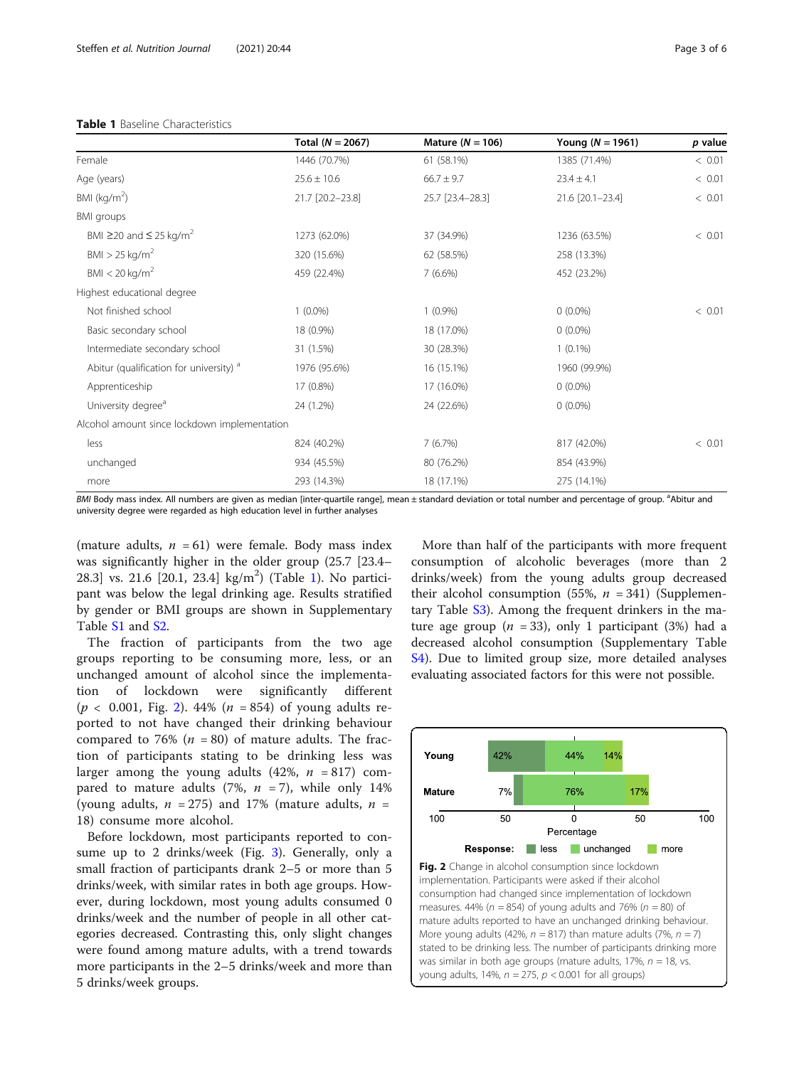**Table 1** Baseline Characteristics

| | Total ($N$ = 2067) | Mature ($N$ = 106) | Young ($N$ = 1961) | $p$ value |
|---|---|---|---|---|
| Female | 1446 (70.7%) | 61 (58.1%) | 1385 (71.4%) | < 0.01 |
| Age (years) | 25.6 ± 10.6 | 66.7 ± 9.7 | 23.4 ± 4.1 | < 0.01 |
| BMI (kg/m$^2$) | 21.7 [20.2–23.8] | 25.7 [23.4–28.3] | 21.6 [20.1–23.4] | < 0.01 |
| BMI groups | | | | |
| BMI ≥20 and ≤ 25 kg/m$^2$ | 1273 (62.0%) | 37 (34.9%) | 1236 (63.5%) | < 0.01 |
| BMI > 25 kg/m$^2$ | 320 (15.6%) | 62 (58.5%) | 258 (13.3%) | |
| BMI < 20 kg/m$^2$ | 459 (22.4%) | 7 (6.6%) | 452 (23.2%) | |
| Highest educational degree | | | | |
| Not finished school | 1 (0.0%) | 1 (0.9%) | 0 (0.0%) | < 0.01 |
| Basic secondary school | 18 (0.9%) | 18 (17.0%) | 0 (0.0%) | |
| Intermediate secondary school | 31 (1.5%) | 30 (28.3%) | 1 (0.1%) | |
| Abitur (qualification for university) [a] | 1976 (95.6%) | 16 (15.1%) | 1960 (99.9%) | |
| Apprenticeship | 17 (0.8%) | 17 (16.0%) | 0 (0.0%) | |
| University degree[a] | 24 (1.2%) | 24 (22.6%) | 0 (0.0%) | |
| Alcohol amount since lockdown implementation | | | | |
| less | 824 (40.2%) | 7 (6.7%) | 817 (42.0%) | < 0.01 |
| unchanged | 934 (45.5%) | 80 (76.2%) | 854 (43.9%) | |
| more | 293 (14.3%) | 18 (17.1%) | 275 (14.1%) | |

*BMI* Body mass index. All numbers are given as median [inter-quartile range], mean ± standard deviation or total number and percentage of group. [a]Abitur and university degree were regarded as high education level in further analyses

(mature adults, $n$ = 61) were female. Body mass index was significantly higher in the older group (25.7 [23.4–28.3] vs. 21.6 [20.1, 23.4] kg/m$^2$) (Table 1). No participant was below the legal drinking age. Results stratified by gender or BMI groups are shown in Supplementary Table S1 and S2.

The fraction of participants from the two age groups reporting to be consuming more, less, or an unchanged amount of alcohol since the implementation of lockdown were significantly different ($p$ < 0.001, Fig. 2). 44% ($n$ = 854) of young adults reported to not have changed their drinking behaviour compared to 76% ($n$ = 80) of mature adults. The fraction of participants stating to be drinking less was larger among the young adults (42%, $n$ = 817) compared to mature adults (7%, $n$ = 7), while only 14% (young adults, $n$ = 275) and 17% (mature adults, $n$ = 18) consume more alcohol.

Before lockdown, most participants reported to consume up to 2 drinks/week (Fig. 3). Generally, only a small fraction of participants drank 2–5 or more than 5 drinks/week, with similar rates in both age groups. However, during lockdown, most young adults consumed 0 drinks/week and the number of people in all other categories decreased. Contrasting this, only slight changes were found among mature adults, with a trend towards more participants in the 2–5 drinks/week and more than 5 drinks/week groups.

More than half of the participants with more frequent consumption of alcoholic beverages (more than 2 drinks/week) from the young adults group decreased their alcohol consumption (55%, $n$ = 341) (Supplementary Table S3). Among the frequent drinkers in the mature age group ($n$ = 33), only 1 participant (3%) had a decreased alcohol consumption (Supplementary Table S4). Due to limited group size, more detailed analyses evaluating associated factors for this were not possible.

**Fig. 2** Change in alcohol consumption since lockdown implementation. Participants were asked if their alcohol consumption had changed since implementation of lockdown measures. 44% ($n$ = 854) of young adults and 76% ($n$ = 80) of mature adults reported to have an unchanged drinking behaviour. More young adults (42%, $n$ = 817) than mature adults (7%, $n$ = 7) stated to be drinking less. The number of participants drinking more was similar in both age groups (mature adults, 17%, $n$ = 18, vs. young adults, 14%, $n$ = 275, $p$ < 0.001 for all groups)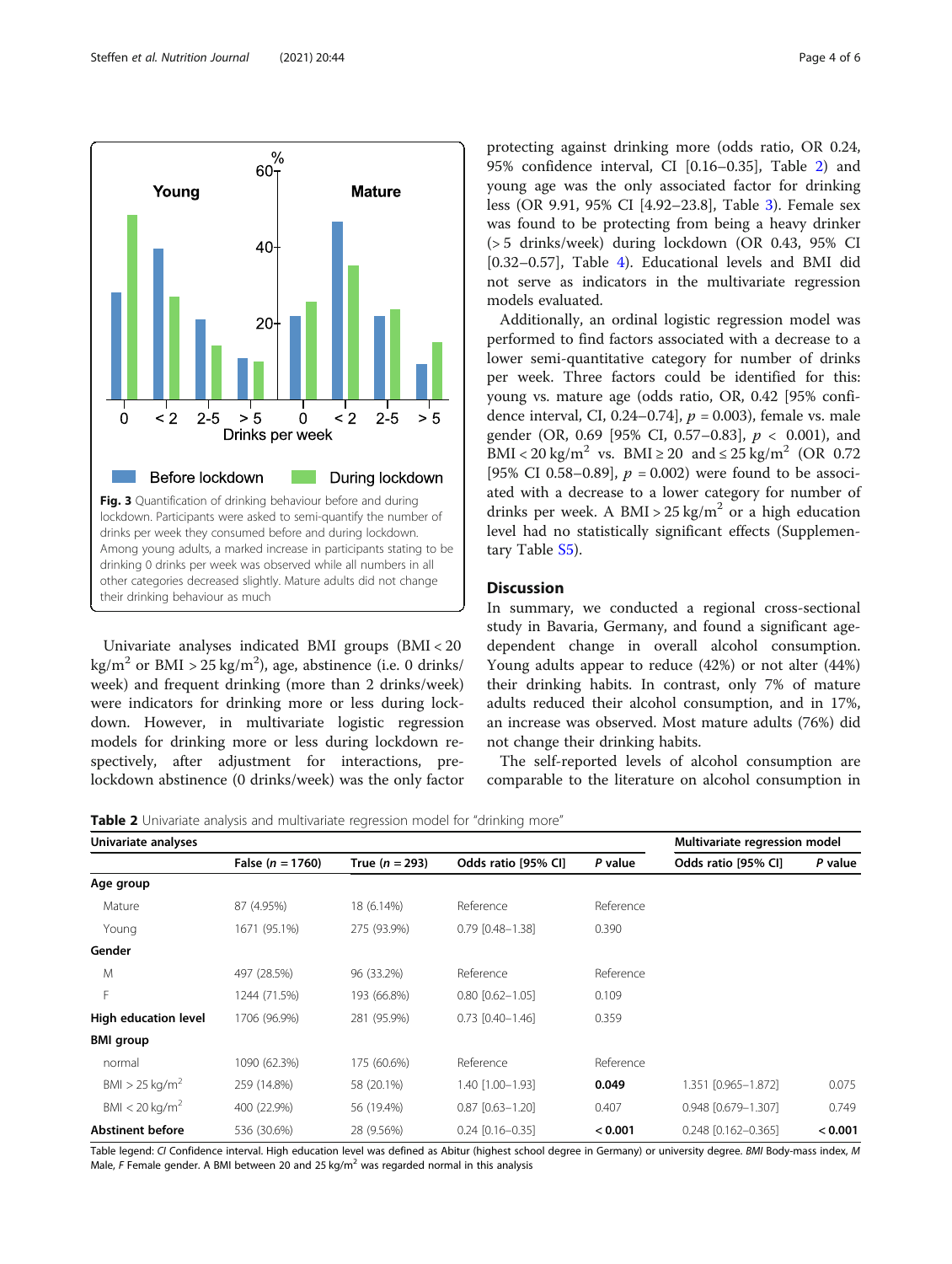Fig. 3 Quantification of drinking behaviour before and during lockdown. Participants were asked to semi-quantify the number of drinks per week they consumed before and during lockdown. Among young adults, a marked increase in participants stating to be drinking 0 drinks per week was observed while all numbers in all other categories decreased slightly. Mature adults did not change their drinking behaviour as much

Univariate analyses indicated BMI groups (BMI < 20 $kg/m^2$ or BMI > 25 $kg/m^2$), age, abstinence (i.e. 0 drinks/week) and frequent drinking (more than 2 drinks/week) were indicators for drinking more or less during lockdown. However, in multivariate logistic regression models for drinking more or less during lockdown respectively, after adjustment for interactions, pre-lockdown abstinence (0 drinks/week) was the only factor protecting against drinking more (odds ratio, OR 0.24, 95% confidence interval, CI [0.16–0.35], Table 2) and young age was the only associated factor for drinking less (OR 9.91, 95% CI [4.92–23.8], Table 3). Female sex was found to be protecting from being a heavy drinker (> 5 drinks/week) during lockdown (OR 0.43, 95% CI [0.32–0.57], Table 4). Educational levels and BMI did not serve as indicators in the multivariate regression models evaluated.

Additionally, an ordinal logistic regression model was performed to find factors associated with a decrease to a lower semi-quantitative category for number of drinks per week. Three factors could be identified for this: young vs. mature age (odds ratio, OR, 0.42 [95% confidence interval, CI, 0.24–0.74], $p = 0.003$), female vs. male gender (OR, 0.69 [95% CI, 0.57–0.83], $p < 0.001$), and BMI < 20 $kg/m^2$ vs. BMI ≥ 20 and ≤ 25 $kg/m^2$ (OR 0.72 [95% CI 0.58–0.89], $p = 0.002$) were found to be associated with a decrease to a lower category for number of drinks per week. A BMI > 25 $kg/m^2$ or a high education level had no statistically significant effects (Supplementary Table S5).

## Discussion

In summary, we conducted a regional cross-sectional study in Bavaria, Germany, and found a significant age-dependent change in overall alcohol consumption. Young adults appear to reduce (42%) or not alter (44%) their drinking habits. In contrast, only 7% of mature adults reduced their alcohol consumption, and in 17%, an increase was observed. Most mature adults (76%) did not change their drinking habits.

The self-reported levels of alcohol consumption are comparable to the literature on alcohol consumption in

**Table 2** Univariate analysis and multivariate regression model for "drinking more"

| Univariate analyses | | | | | Multivariate regression model | |
|---|---|---|---|---|---|---|
| | False ($n = 1760$) | True ($n = 293$) | Odds ratio [95% CI] | *P* value | Odds ratio [95% CI] | *P* value |
| **Age group** | | | | | | |
| Mature | 87 (4.95%) | 18 (6.14%) | Reference | Reference | | |
| Young | 1671 (95.1%) | 275 (93.9%) | 0.79 [0.48–1.38] | 0.390 | | |
| **Gender** | | | | | | |
| M | 497 (28.5%) | 96 (33.2%) | Reference | Reference | | |
| F | 1244 (71.5%) | 193 (66.8%) | 0.80 [0.62–1.05] | 0.109 | | |
| **High education level** | 1706 (96.9%) | 281 (95.9%) | 0.73 [0.40–1.46] | 0.359 | | |
| **BMI group** | | | | | | |
| normal | 1090 (62.3%) | 175 (60.6%) | Reference | Reference | | |
| BMI > 25 $kg/m^2$ | 259 (14.8%) | 58 (20.1%) | 1.40 [1.00–1.93] | **0.049** | 1.351 [0.965–1.872] | 0.075 |
| BMI < 20 $kg/m^2$ | 400 (22.9%) | 56 (19.4%) | 0.87 [0.63–1.20] | 0.407 | 0.948 [0.679–1.307] | 0.749 |
| **Abstinent before** | 536 (30.6%) | 28 (9.56%) | 0.24 [0.16–0.35] | **< 0.001** | 0.248 [0.162–0.365] | **< 0.001** |

Table legend: *CI* Confidence interval. High education level was defined as Abitur (highest school degree in Germany) or university degree. *BMI* Body-mass index, *M* Male, *F* Female gender. A BMI between 20 and 25 $kg/m^2$ was regarded normal in this analysis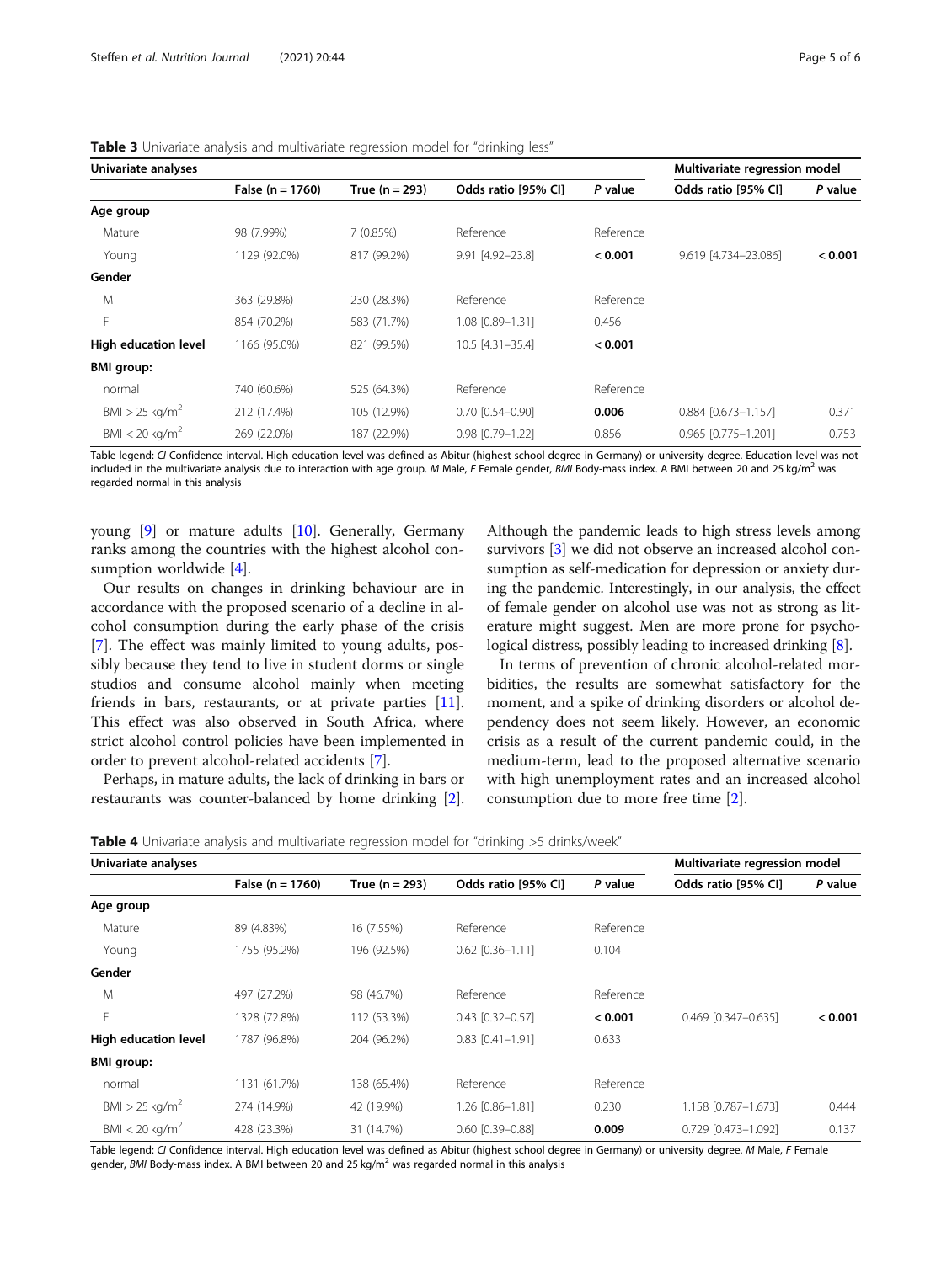**Table 3** Univariate analysis and multivariate regression model for "drinking less"

| Univariate analyses | | | | | Multivariate regression model | |
|---|---|---|---|---|---|---|
| | False (n = 1760) | True (n = 293) | Odds ratio [95% CI] | *P* value | Odds ratio [95% CI] | *P* value |
| **Age group** | | | | | | |
| Mature | 98 (7.99%) | 7 (0.85%) | Reference | Reference | | |
| Young | 1129 (92.0%) | 817 (99.2%) | 9.91 [4.92–23.8] | **< 0.001** | 9.619 [4.734–23.086] | **< 0.001** |
| **Gender** | | | | | | |
| M | 363 (29.8%) | 230 (28.3%) | Reference | Reference | | |
| F | 854 (70.2%) | 583 (71.7%) | 1.08 [0.89–1.31] | 0.456 | | |
| **High education level** | 1166 (95.0%) | 821 (99.5%) | 10.5 [4.31–35.4] | **< 0.001** | | |
| **BMI group:** | | | | | | |
| normal | 740 (60.6%) | 525 (64.3%) | Reference | Reference | | |
| BMI > 25 kg/m$^2$ | 212 (17.4%) | 105 (12.9%) | 0.70 [0.54–0.90] | **0.006** | 0.884 [0.673–1.157] | 0.371 |
| BMI < 20 kg/m$^2$ | 269 (22.0%) | 187 (22.9%) | 0.98 [0.79–1.22] | 0.856 | 0.965 [0.775–1.201] | 0.753 |

Table legend: *CI* Confidence interval. High education level was defined as Abitur (highest school degree in Germany) or university degree. Education level was not included in the multivariate analysis due to interaction with age group. *M* Male, *F* Female gender, *BMI* Body-mass index. A BMI between 20 and 25 kg/m$^2$ was regarded normal in this analysis

young [9] or mature adults [10]. Generally, Germany ranks among the countries with the highest alcohol consumption worldwide [4].

Our results on changes in drinking behaviour are in accordance with the proposed scenario of a decline in alcohol consumption during the early phase of the crisis [7]. The effect was mainly limited to young adults, possibly because they tend to live in student dorms or single studios and consume alcohol mainly when meeting friends in bars, restaurants, or at private parties [11]. This effect was also observed in South Africa, where strict alcohol control policies have been implemented in order to prevent alcohol-related accidents [7].

Perhaps, in mature adults, the lack of drinking in bars or restaurants was counter-balanced by home drinking [2]. Although the pandemic leads to high stress levels among survivors [3] we did not observe an increased alcohol consumption as self-medication for depression or anxiety during the pandemic. Interestingly, in our analysis, the effect of female gender on alcohol use was not as strong as literature might suggest. Men are more prone for psychological distress, possibly leading to increased drinking [8].

In terms of prevention of chronic alcohol-related morbidities, the results are somewhat satisfactory for the moment, and a spike of drinking disorders or alcohol dependency does not seem likely. However, an economic crisis as a result of the current pandemic could, in the medium-term, lead to the proposed alternative scenario with high unemployment rates and an increased alcohol consumption due to more free time [2].

**Table 4** Univariate analysis and multivariate regression model for "drinking >5 drinks/week"

| Univariate analyses | | | | | Multivariate regression model | |
|---|---|---|---|---|---|---|
| | False (n = 1760) | True (n = 293) | Odds ratio [95% CI] | *P* value | Odds ratio [95% CI] | *P* value |
| **Age group** | | | | | | |
| Mature | 89 (4.83%) | 16 (7.55%) | Reference | Reference | | |
| Young | 1755 (95.2%) | 196 (92.5%) | 0.62 [0.36–1.11] | 0.104 | | |
| **Gender** | | | | | | |
| M | 497 (27.2%) | 98 (46.7%) | Reference | Reference | | |
| F | 1328 (72.8%) | 112 (53.3%) | 0.43 [0.32–0.57] | **< 0.001** | 0.469 [0.347–0.635] | **< 0.001** |
| **High education level** | 1787 (96.8%) | 204 (96.2%) | 0.83 [0.41–1.91] | 0.633 | | |
| **BMI group:** | | | | | | |
| normal | 1131 (61.7%) | 138 (65.4%) | Reference | Reference | | |
| BMI > 25 kg/m$^2$ | 274 (14.9%) | 42 (19.9%) | 1.26 [0.86–1.81] | 0.230 | 1.158 [0.787–1.673] | 0.444 |
| BMI < 20 kg/m$^2$ | 428 (23.3%) | 31 (14.7%) | 0.60 [0.39–0.88] | **0.009** | 0.729 [0.473–1.092] | 0.137 |

Table legend: *CI* Confidence interval. High education level was defined as Abitur (highest school degree in Germany) or university degree. *M* Male, *F* Female gender, *BMI* Body-mass index. A BMI between 20 and 25 kg/m$^2$ was regarded normal in this analysis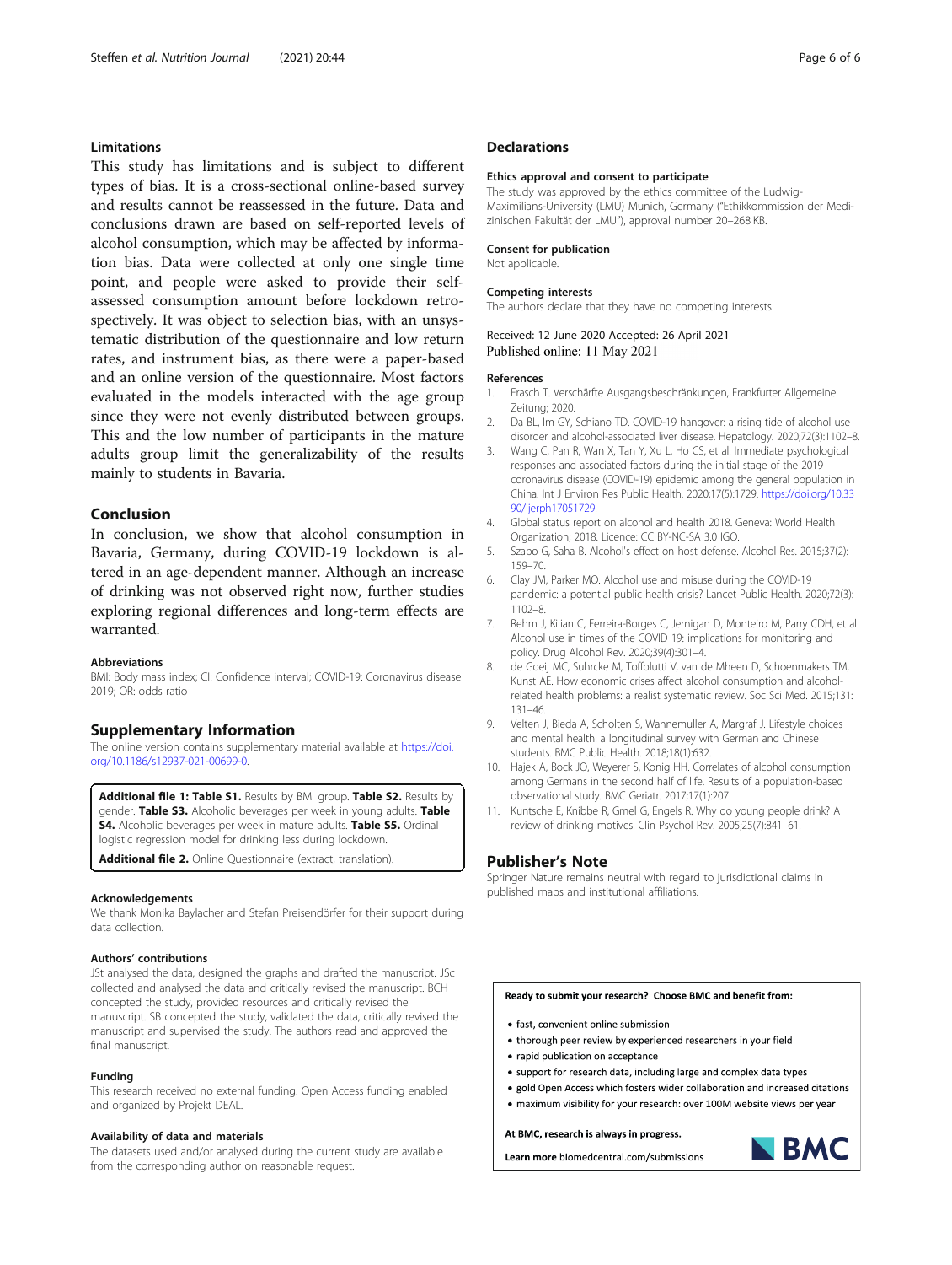## Limitations

This study has limitations and is subject to different types of bias. It is a cross-sectional online-based survey and results cannot be reassessed in the future. Data and conclusions drawn are based on self-reported levels of alcohol consumption, which may be affected by information bias. Data were collected at only one single time point, and people were asked to provide their self-assessed consumption amount before lockdown retrospectively. It was object to selection bias, with an unsystematic distribution of the questionnaire and low return rates, and instrument bias, as there were a paper-based and an online version of the questionnaire. Most factors evaluated in the models interacted with the age group since they were not evenly distributed between groups. This and the low number of participants in the mature adults group limit the generalizability of the results mainly to students in Bavaria.

## Conclusion

In conclusion, we show that alcohol consumption in Bavaria, Germany, during COVID-19 lockdown is altered in an age-dependent manner. Although an increase of drinking was not observed right now, further studies exploring regional differences and long-term effects are warranted.

### Abbreviations

BMI: Body mass index; CI: Confidence interval; COVID-19: Coronavirus disease 2019; OR: odds ratio

## Supplementary Information

The online version contains supplementary material available at https://doi.org/10.1186/s12937-021-00699-0.

**Additional file 1: Table S1.** Results by BMI group. **Table S2.** Results by gender. **Table S3.** Alcoholic beverages per week in young adults. **Table S4.** Alcoholic beverages per week in mature adults. **Table S5.** Ordinal logistic regression model for drinking less during lockdown.

**Additional file 2.** Online Questionnaire (extract, translation).

### Acknowledgements

We thank Monika Baylacher and Stefan Preisendörfer for their support during data collection.

### Authors' contributions

JSt analysed the data, designed the graphs and drafted the manuscript. JSc collected and analysed the data and critically revised the manuscript. BCH concepted the study, provided resources and critically revised the manuscript. SB concepted the study, validated the data, critically revised the manuscript and supervised the study. The authors read and approved the final manuscript.

### Funding

This research received no external funding. Open Access funding enabled and organized by Projekt DEAL.

### Availability of data and materials

The datasets used and/or analysed during the current study are available from the corresponding author on reasonable request.

## Declarations

### Ethics approval and consent to participate

The study was approved by the ethics committee of the Ludwig-Maximilians-University (LMU) Munich, Germany ("Ethikkommission der Medizinischen Fakultät der LMU"), approval number 20–268 KB.

### Consent for publication

Not applicable.

### Competing interests

The authors declare that they have no competing interests.

Received: 12 June 2020 Accepted: 26 April 2021
Published online: 11 May 2021

### References

1. Frasch T. Verschärfte Ausgangsbeschränkungen, Frankfurter Allgemeine Zeitung; 2020.
2. Da BL, Im GY, Schiano TD. COVID-19 hangover: a rising tide of alcohol use disorder and alcohol-associated liver disease. Hepatology. 2020;72(3):1102–8.
3. Wang C, Pan R, Wan X, Tan Y, Xu L, Ho CS, et al. Immediate psychological responses and associated factors during the initial stage of the 2019 coronavirus disease (COVID-19) epidemic among the general population in China. Int J Environ Res Public Health. 2020;17(5):1729. https://doi.org/10.3390/ijerph17051729.
4. Global status report on alcohol and health 2018. Geneva: World Health Organization; 2018. Licence: CC BY-NC-SA 3.0 IGO.
5. Szabo G, Saha B. Alcohol's effect on host defense. Alcohol Res. 2015;37(2):159–70.
6. Clay JM, Parker MO. Alcohol use and misuse during the COVID-19 pandemic: a potential public health crisis? Lancet Public Health. 2020;72(3):1102–8.
7. Rehm J, Kilian C, Ferreira-Borges C, Jernigan D, Monteiro M, Parry CDH, et al. Alcohol use in times of the COVID 19: implications for monitoring and policy. Drug Alcohol Rev. 2020;39(4):301–4.
8. de Goeij MC, Suhrcke M, Toffolutti V, van de Mheen D, Schoenmakers TM, Kunst AE. How economic crises affect alcohol consumption and alcohol-related health problems: a realist systematic review. Soc Sci Med. 2015;131:131–46.
9. Velten J, Bieda A, Scholten S, Wannemuller A, Margraf J. Lifestyle choices and mental health: a longitudinal survey with German and Chinese students. BMC Public Health. 2018;18(1):632.
10. Hajek A, Bock JO, Weyerer S, Konig HH. Correlates of alcohol consumption among Germans in the second half of life. Results of a population-based observational study. BMC Geriatr. 2017;17(1):207.
11. Kuntsche E, Knibbe R, Gmel G, Engels R. Why do young people drink? A review of drinking motives. Clin Psychol Rev. 2005;25(7):841–61.

## Publisher's Note

Springer Nature remains neutral with regard to jurisdictional claims in published maps and institutional affiliations.